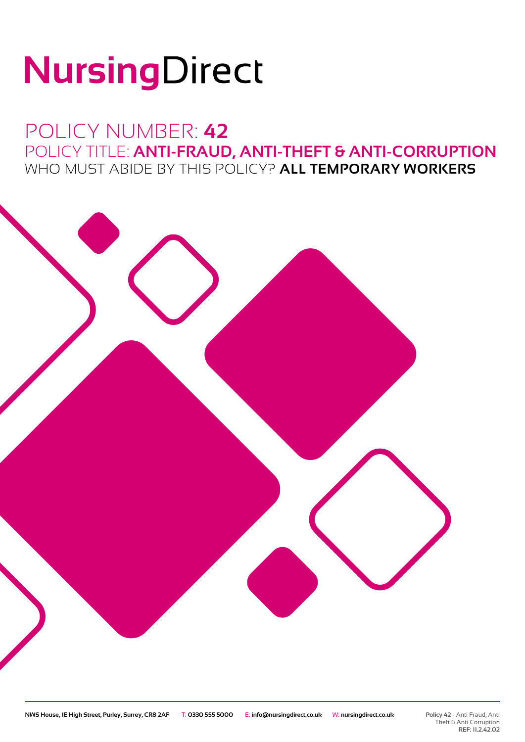# NursingDirect

## POLICY NUMBER: **42**

## POLICY TITLE: **ANTI-FRAUD, ANTI-THEFT & ANTI-CORRUPTION**

## WHO MUST ABIDE BY THIS POLICY? **ALL TEMPORARY WORKERS**

**NWS House, 1E High Street, Purley, Surrey, CR8 2AF** T: **0330 555 5000** E: **info@nursingdirect.co.uk** W: **nursingdirect.co.uk**

**Policy 42** - Anti Fraud, Anti Theft & Anti Corruption
**REF: 11.2.42.02**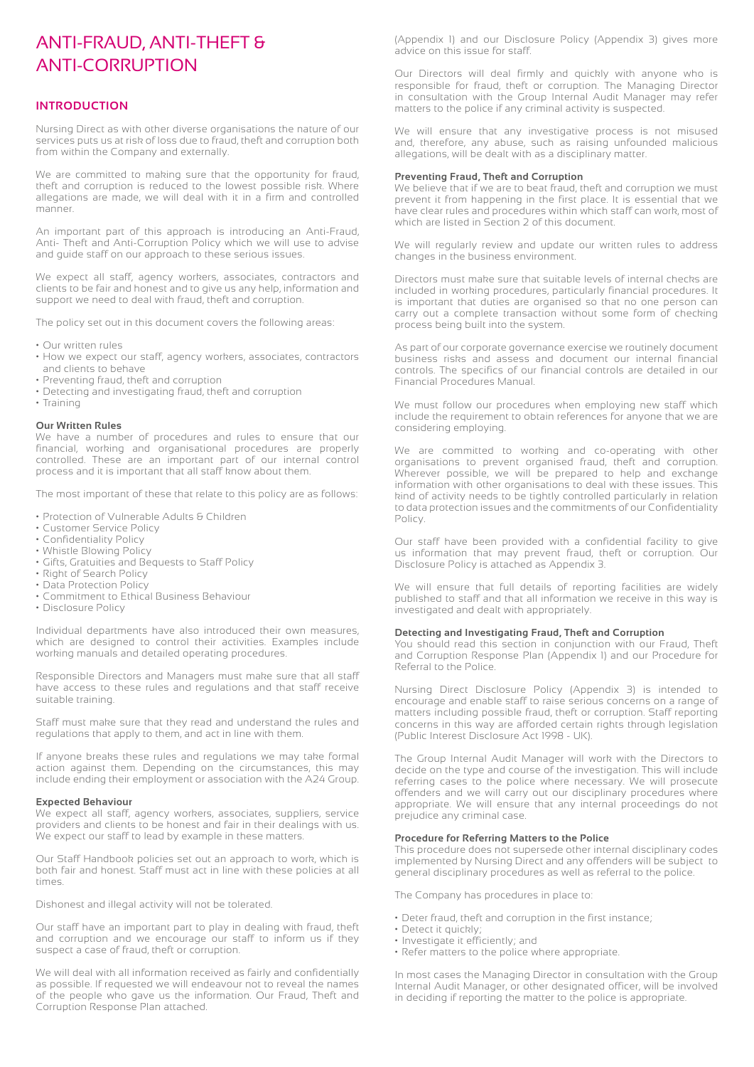# ANTI-FRAUD, ANTI-THEFT & ANTI-CORRUPTION

## INTRODUCTION

Nursing Direct as with other diverse organisations the nature of our services puts us at risk of loss due to fraud, theft and corruption both from within the Company and externally.

We are committed to making sure that the opportunity for fraud, theft and corruption is reduced to the lowest possible risk. Where allegations are made, we will deal with it in a firm and controlled manner.

An important part of this approach is introducing an Anti-Fraud, Anti- Theft and Anti-Corruption Policy which we will use to advise and guide staff on our approach to these serious issues.

We expect all staff, agency workers, associates, contractors and clients to be fair and honest and to give us any help, information and support we need to deal with fraud, theft and corruption.

The policy set out in this document covers the following areas:

- Our written rules
- How we expect our staff, agency workers, associates, contractors and clients to behave
- Preventing fraud, theft and corruption
- Detecting and investigating fraud, theft and corruption
- Training

### Our Written Rules

We have a number of procedures and rules to ensure that our financial, working and organisational procedures are properly controlled. These are an important part of our internal control process and it is important that all staff know about them.

The most important of these that relate to this policy are as follows:

- Protection of Vulnerable Adults & Children
- Customer Service Policy
- Confidentiality Policy
- Whistle Blowing Policy
- Gifts, Gratuities and Bequests to Staff Policy
- Right of Search Policy
- Data Protection Policy
- Commitment to Ethical Business Behaviour
- Disclosure Policy

Individual departments have also introduced their own measures, which are designed to control their activities. Examples include working manuals and detailed operating procedures.

Responsible Directors and Managers must make sure that all staff have access to these rules and regulations and that staff receive suitable training.

Staff must make sure that they read and understand the rules and regulations that apply to them, and act in line with them.

If anyone breaks these rules and regulations we may take formal action against them. Depending on the circumstances, this may include ending their employment or association with the A24 Group.

### Expected Behaviour

We expect all staff, agency workers, associates, suppliers, service providers and clients to be honest and fair in their dealings with us. We expect our staff to lead by example in these matters.

Our Staff Handbook policies set out an approach to work, which is both fair and honest. Staff must act in line with these policies at all times.

Dishonest and illegal activity will not be tolerated.

Our staff have an important part to play in dealing with fraud, theft and corruption and we encourage our staff to inform us if they suspect a case of fraud, theft or corruption.

We will deal with all information received as fairly and confidentially as possible. If requested we will endeavour not to reveal the names of the people who gave us the information. Our Fraud, Theft and Corruption Response Plan attached. (Appendix 1) and our Disclosure Policy (Appendix 3) gives more advice on this issue for staff.

Our Directors will deal firmly and quickly with anyone who is responsible for fraud, theft or corruption. The Managing Director in consultation with the Group Internal Audit Manager may refer matters to the police if any criminal activity is suspected.

We will ensure that any investigative process is not misused and, therefore, any abuse, such as raising unfounded malicious allegations, will be dealt with as a disciplinary matter.

### Preventing Fraud, Theft and Corruption

We believe that if we are to beat fraud, theft and corruption we must prevent it from happening in the first place. It is essential that we have clear rules and procedures within which staff can work, most of which are listed in Section 2 of this document.

We will regularly review and update our written rules to address changes in the business environment.

Directors must make sure that suitable levels of internal checks are included in working procedures, particularly financial procedures. It is important that duties are organised so that no one person can carry out a complete transaction without some form of checking process being built into the system.

As part of our corporate governance exercise we routinely document business risks and assess and document our internal financial controls. The specifics of our financial controls are detailed in our Financial Procedures Manual.

We must follow our procedures when employing new staff which include the requirement to obtain references for anyone that we are considering employing.

We are committed to working and co-operating with other organisations to prevent organised fraud, theft and corruption. Wherever possible, we will be prepared to help and exchange information with other organisations to deal with these issues. This kind of activity needs to be tightly controlled particularly in relation to data protection issues and the commitments of our Confidentiality Policy.

Our staff have been provided with a confidential facility to give us information that may prevent fraud, theft or corruption. Our Disclosure Policy is attached as Appendix 3.

We will ensure that full details of reporting facilities are widely published to staff and that all information we receive in this way is investigated and dealt with appropriately.

### Detecting and Investigating Fraud, Theft and Corruption

You should read this section in conjunction with our Fraud, Theft and Corruption Response Plan (Appendix 1) and our Procedure for Referral to the Police.

Nursing Direct Disclosure Policy (Appendix 3) is intended to encourage and enable staff to raise serious concerns on a range of matters including possible fraud, theft or corruption. Staff reporting concerns in this way are afforded certain rights through legislation (Public Interest Disclosure Act 1998 - UK).

The Group Internal Audit Manager will work with the Directors to decide on the type and course of the investigation. This will include referring cases to the police where necessary. We will prosecute offenders and we will carry out our disciplinary procedures where appropriate. We will ensure that any internal proceedings do not prejudice any criminal case.

### Procedure for Referring Matters to the Police

This procedure does not supersede other internal disciplinary codes implemented by Nursing Direct and any offenders will be subject to general disciplinary procedures as well as referral to the police.

The Company has procedures in place to:

- Deter fraud, theft and corruption in the first instance;
- Detect it quickly;
- Investigate it efficiently; and
- Refer matters to the police where appropriate.

In most cases the Managing Director in consultation with the Group Internal Audit Manager, or other designated officer, will be involved in deciding if reporting the matter to the police is appropriate.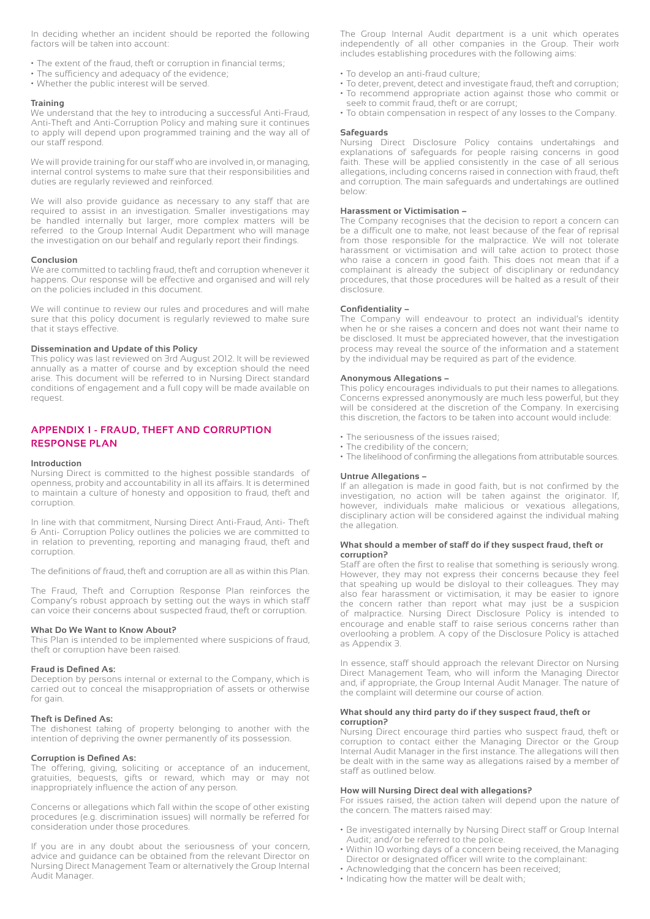In deciding whether an incident should be reported the following factors will be taken into account:

- The extent of the fraud, theft or corruption in financial terms;
- The sufficiency and adequacy of the evidence;
- Whether the public interest will be served.

**Training**

We understand that the key to introducing a successful Anti-Fraud, Anti-Theft and Anti-Corruption Policy and making sure it continues to apply will depend upon programmed training and the way all of our staff respond.

We will provide training for our staff who are involved in, or managing, internal control systems to make sure that their responsibilities and duties are regularly reviewed and reinforced.

We will also provide guidance as necessary to any staff that are required to assist in an investigation. Smaller investigations may be handled internally but larger, more complex matters will be referred to the Group Internal Audit Department who will manage the investigation on our behalf and regularly report their findings.

**Conclusion**

We are committed to tackling fraud, theft and corruption whenever it happens. Our response will be effective and organised and will rely on the policies included in this document.

We will continue to review our rules and procedures and will make sure that this policy document is regularly reviewed to make sure that it stays effective.

**Dissemination and Update of this Policy**

This policy was last reviewed on 3rd August 2012. It will be reviewed annually as a matter of course and by exception should the need arise. This document will be referred to in Nursing Direct standard conditions of engagement and a full copy will be made available on request.

## APPENDIX 1 - FRAUD, THEFT AND CORRUPTION RESPONSE PLAN

**Introduction**

Nursing Direct is committed to the highest possible standards of openness, probity and accountability in all its affairs. It is determined to maintain a culture of honesty and opposition to fraud, theft and corruption.

In line with that commitment, Nursing Direct Anti-Fraud, Anti- Theft & Anti- Corruption Policy outlines the policies we are committed to in relation to preventing, reporting and managing fraud, theft and corruption.

The definitions of fraud, theft and corruption are all as within this Plan.

The Fraud, Theft and Corruption Response Plan reinforces the Company's robust approach by setting out the ways in which staff can voice their concerns about suspected fraud, theft or corruption.

**What Do We Want to Know About?**

This Plan is intended to be implemented where suspicions of fraud, theft or corruption have been raised.

**Fraud is Defined As:**

Deception by persons internal or external to the Company, which is carried out to conceal the misappropriation of assets or otherwise for gain.

**Theft is Defined As:**

The dishonest taking of property belonging to another with the intention of depriving the owner permanently of its possession.

**Corruption is Defined As:**

The offering, giving, soliciting or acceptance of an inducement, gratuities, bequests, gifts or reward, which may or may not inappropriately influence the action of any person.

Concerns or allegations which fall within the scope of other existing procedures (e.g. discrimination issues) will normally be referred for consideration under those procedures.

If you are in any doubt about the seriousness of your concern, advice and guidance can be obtained from the relevant Director on Nursing Direct Management Team or alternatively the Group Internal Audit Manager.

The Group Internal Audit department is a unit which operates independently of all other companies in the Group. Their work includes establishing procedures with the following aims:

- To develop an anti-fraud culture;
- To deter, prevent, detect and investigate fraud, theft and corruption;
- To recommend appropriate action against those who commit or seek to commit fraud, theft or are corrupt;
- To obtain compensation in respect of any losses to the Company.

**Safeguards**

Nursing Direct Disclosure Policy contains undertakings and explanations of safeguards for people raising concerns in good faith. These will be applied consistently in the case of all serious allegations, including concerns raised in connection with fraud, theft and corruption. The main safeguards and undertakings are outlined below:

**Harassment or Victimisation –**

The Company recognises that the decision to report a concern can be a difficult one to make, not least because of the fear of reprisal from those responsible for the malpractice. We will not tolerate harassment or victimisation and will take action to protect those who raise a concern in good faith. This does not mean that if a complainant is already the subject of disciplinary or redundancy procedures, that those procedures will be halted as a result of their disclosure.

**Confidentiality –**

The Company will endeavour to protect an individual's identity when he or she raises a concern and does not want their name to be disclosed. It must be appreciated however, that the investigation process may reveal the source of the information and a statement by the individual may be required as part of the evidence.

**Anonymous Allegations –**

This policy encourages individuals to put their names to allegations. Concerns expressed anonymously are much less powerful, but they will be considered at the discretion of the Company. In exercising this discretion, the factors to be taken into account would include:

- The seriousness of the issues raised;
- The credibility of the concern;
- The likelihood of confirming the allegations from attributable sources.

**Untrue Allegations –**

If an allegation is made in good faith, but is not confirmed by the investigation, no action will be taken against the originator. If, however, individuals make malicious or vexatious allegations, disciplinary action will be considered against the individual making the allegation.

**What should a member of staff do if they suspect fraud, theft or corruption?**

Staff are often the first to realise that something is seriously wrong. However, they may not express their concerns because they feel that speaking up would be disloyal to their colleagues. They may also fear harassment or victimisation, it may be easier to ignore the concern rather than report what may just be a suspicion of malpractice. Nursing Direct Disclosure Policy is intended to encourage and enable staff to raise serious concerns rather than overlooking a problem. A copy of the Disclosure Policy is attached as Appendix 3.

In essence, staff should approach the relevant Director on Nursing Direct Management Team, who will inform the Managing Director and, if appropriate, the Group Internal Audit Manager. The nature of the complaint will determine our course of action.

**What should any third party do if they suspect fraud, theft or corruption?**

Nursing Direct encourage third parties who suspect fraud, theft or corruption to contact either the Managing Director or the Group Internal Audit Manager in the first instance. The allegations will then be dealt with in the same way as allegations raised by a member of staff as outlined below.

**How will Nursing Direct deal with allegations?**

For issues raised, the action taken will depend upon the nature of the concern. The matters raised may:

- Be investigated internally by Nursing Direct staff or Group Internal Audit; and/or be referred to the police.
- Within 10 working days of a concern being received, the Managing Director or designated officer will write to the complainant:
- Acknowledging that the concern has been received;
- Indicating how the matter will be dealt with;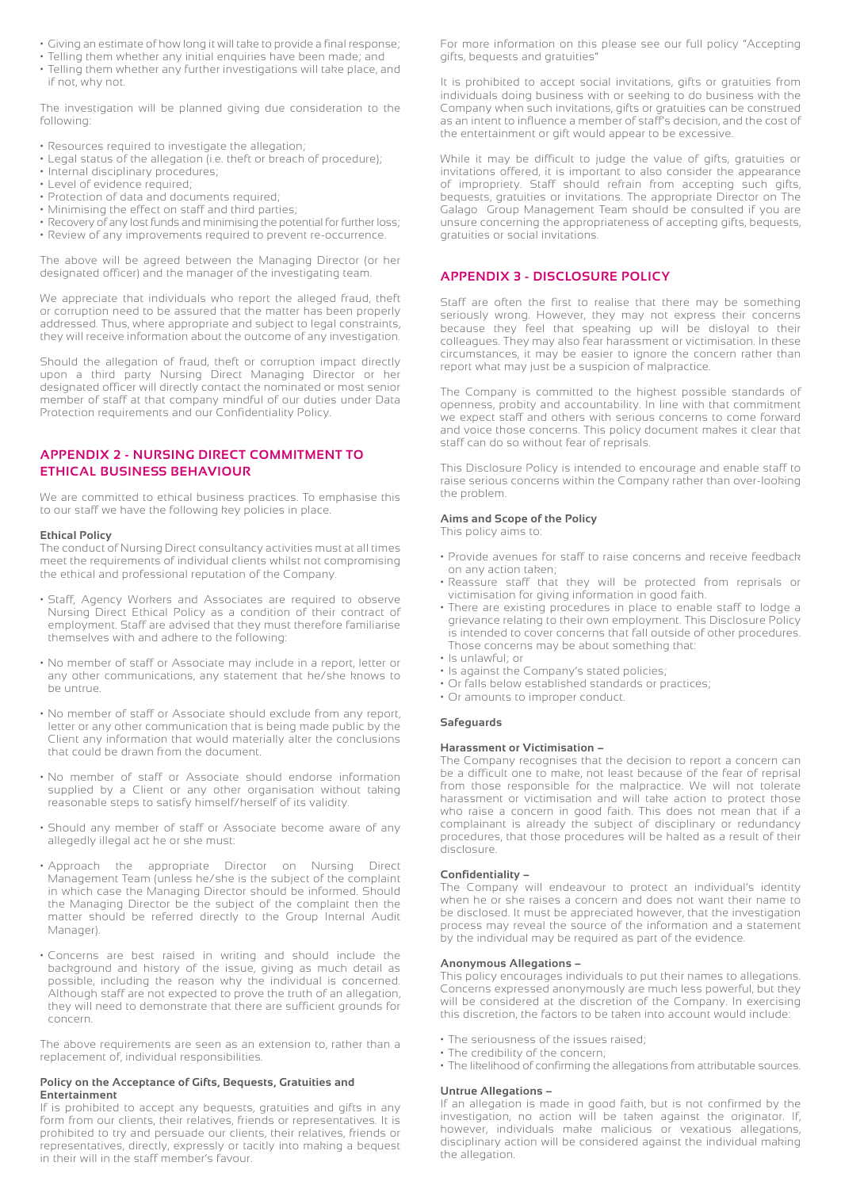- Giving an estimate of how long it will take to provide a final response;
- Telling them whether any initial enquiries have been made; and
- Telling them whether any further investigations will take place, and if not, why not.

The investigation will be planned giving due consideration to the following:

- Resources required to investigate the allegation;
- Legal status of the allegation (i.e. theft or breach of procedure);
- Internal disciplinary procedures;
- Level of evidence required;
- Protection of data and documents required;
- Minimising the effect on staff and third parties;
- Recovery of any lost funds and minimising the potential for further loss;
- Review of any improvements required to prevent re-occurrence.

The above will be agreed between the Managing Director (or her designated officer) and the manager of the investigating team.

We appreciate that individuals who report the alleged fraud, theft or corruption need to be assured that the matter has been properly addressed. Thus, where appropriate and subject to legal constraints, they will receive information about the outcome of any investigation.

Should the allegation of fraud, theft or corruption impact directly upon a third party Nursing Direct Managing Director or her designated officer will directly contact the nominated or most senior member of staff at that company mindful of our duties under Data Protection requirements and our Confidentiality Policy.

## APPENDIX 2 - NURSING DIRECT COMMITMENT TO ETHICAL BUSINESS BEHAVIOUR

We are committed to ethical business practices. To emphasise this to our staff we have the following key policies in place.

**Ethical Policy**

The conduct of Nursing Direct consultancy activities must at all times meet the requirements of individual clients whilst not compromising the ethical and professional reputation of the Company.

- Staff, Agency Workers and Associates are required to observe Nursing Direct Ethical Policy as a condition of their contract of employment. Staff are advised that they must therefore familiarise themselves with and adhere to the following:
- No member of staff or Associate may include in a report, letter or any other communications, any statement that he/she knows to be untrue.
- No member of staff or Associate should exclude from any report, letter or any other communication that is being made public by the Client any information that would materially alter the conclusions that could be drawn from the document.
- No member of staff or Associate should endorse information supplied by a Client or any other organisation without taking reasonable steps to satisfy himself/herself of its validity.
- Should any member of staff or Associate become aware of any allegedly illegal act he or she must:
- Approach the appropriate Director on Nursing Direct Management Team (unless he/she is the subject of the complaint in which case the Managing Director should be informed. Should the Managing Director be the subject of the complaint then the matter should be referred directly to the Group Internal Audit Manager).
- Concerns are best raised in writing and should include the background and history of the issue, giving as much detail as possible, including the reason why the individual is concerned. Although staff are not expected to prove the truth of an allegation, they will need to demonstrate that there are sufficient grounds for concern.

The above requirements are seen as an extension to, rather than a replacement of, individual responsibilities.

**Policy on the Acceptance of Gifts, Bequests, Gratuities and Entertainment**

If is prohibited to accept any bequests, gratuities and gifts in any form from our clients, their relatives, friends or representatives. It is prohibited to try and persuade our clients, their relatives, friends or representatives, directly, expressly or tacitly into making a bequest in their will in the staff member's favour.

For more information on this please see our full policy "Accepting gifts, bequests and gratuities"

It is prohibited to accept social invitations, gifts or gratuities from individuals doing business with or seeking to do business with the Company when such invitations, gifts or gratuities can be construed as an intent to influence a member of staff's decision, and the cost of the entertainment or gift would appear to be excessive.

While it may be difficult to judge the value of gifts, gratuities or invitations offered, it is important to also consider the appearance of impropriety. Staff should refrain from accepting such gifts, bequests, gratuities or invitations. The appropriate Director on The Galago Group Management Team should be consulted if you are unsure concerning the appropriateness of accepting gifts, bequests, gratuities or social invitations.

## APPENDIX 3 - DISCLOSURE POLICY

Staff are often the first to realise that there may be something seriously wrong. However, they may not express their concerns because they feel that speaking up will be disloyal to their colleagues. They may also fear harassment or victimisation. In these circumstances, it may be easier to ignore the concern rather than report what may just be a suspicion of malpractice.

The Company is committed to the highest possible standards of openness, probity and accountability. In line with that commitment we expect staff and others with serious concerns to come forward and voice those concerns. This policy document makes it clear that staff can do so without fear of reprisals.

This Disclosure Policy is intended to encourage and enable staff to raise serious concerns within the Company rather than over-looking the problem.

**Aims and Scope of the Policy**

This policy aims to:

- Provide avenues for staff to raise concerns and receive feedback on any action taken;
- Reassure staff that they will be protected from reprisals or victimisation for giving information in good faith.
- There are existing procedures in place to enable staff to lodge a grievance relating to their own employment. This Disclosure Policy is intended to cover concerns that fall outside of other procedures. Those concerns may be about something that:
- Is unlawful; or
- Is against the Company's stated policies;
- Or falls below established standards or practices;
- Or amounts to improper conduct.

**Safeguards**

**Harassment or Victimisation –**

The Company recognises that the decision to report a concern can be a difficult one to make, not least because of the fear of reprisal from those responsible for the malpractice. We will not tolerate harassment or victimisation and will take action to protect those who raise a concern in good faith. This does not mean that if a complainant is already the subject of disciplinary or redundancy procedures, that those procedures will be halted as a result of their disclosure.

**Confidentiality –**

The Company will endeavour to protect an individual's identity when he or she raises a concern and does not want their name to be disclosed. It must be appreciated however, that the investigation process may reveal the source of the information and a statement by the individual may be required as part of the evidence.

**Anonymous Allegations –**

This policy encourages individuals to put their names to allegations. Concerns expressed anonymously are much less powerful, but they will be considered at the discretion of the Company. In exercising this discretion, the factors to be taken into account would include:

- The seriousness of the issues raised;
- The credibility of the concern;
- The likelihood of confirming the allegations from attributable sources.

**Untrue Allegations –**

If an allegation is made in good faith, but is not confirmed by the investigation, no action will be taken against the originator. If, however, individuals make malicious or vexatious allegations, disciplinary action will be considered against the individual making the allegation.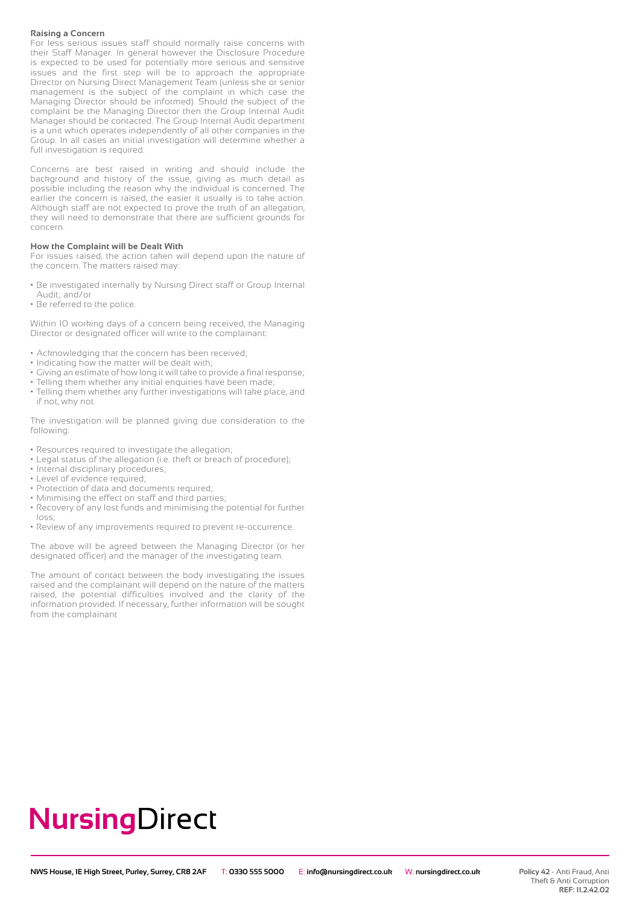**Raising a Concern**

For less serious issues staff should normally raise concerns with their Staff Manager. In general however the Disclosure Procedure is expected to be used for potentially more serious and sensitive issues and the first step will be to approach the appropriate Director on Nursing Direct Management Team (unless she or senior management is the subject of the complaint in which case the Managing Director should be informed). Should the subject of the complaint be the Managing Director then the Group Internal Audit Manager should be contacted. The Group Internal Audit department is a unit which operates independently of all other companies in the Group. In all cases an initial investigation will determine whether a full investigation is required.

Concerns are best raised in writing and should include the background and history of the issue, giving as much detail as possible including the reason why the individual is concerned. The earlier the concern is raised, the easier it usually is to take action. Although staff are not expected to prove the truth of an allegation, they will need to demonstrate that there are sufficient grounds for concern.

**How the Complaint will be Dealt With**

For issues raised, the action taken will depend upon the nature of the concern. The matters raised may:

- Be investigated internally by Nursing Direct staff or Group Internal Audit; and/or
- Be referred to the police.

Within 10 working days of a concern being received, the Managing Director or designated officer will write to the complainant:

- Acknowledging that the concern has been received;
- Indicating how the matter will be dealt with;
- Giving an estimate of how long it will take to provide a final response;
- Telling them whether any initial enquiries have been made;
- Telling them whether any further investigations will take place, and if not, why not.

The investigation will be planned giving due consideration to the following:

- Resources required to investigate the allegation;
- Legal status of the allegation (i.e. theft or breach of procedure);
- Internal disciplinary procedures;
- Level of evidence required;
- Protection of data and documents required;
- Minimising the effect on staff and third parties;
- Recovery of any lost funds and minimising the potential for further loss;
- Review of any improvements required to prevent re-occurrence.

The above will be agreed between the Managing Director (or her designated officer) and the manager of the investigating team.

The amount of contact between the body investigating the issues raised and the complainant will depend on the nature of the matters raised, the potential difficulties involved and the clarity of the information provided. If necessary, further information will be sought from the complainant

NursingDirect

NWS House, 1E High Street, Purley, Surrey, CR8 2AF T: 0330 555 5000 E: info@nursingdirect.co.uk W: nursingdirect.co.uk

Policy 42 - Anti Fraud, Anti Theft & Anti Corruption
REF: 11.2.42.02